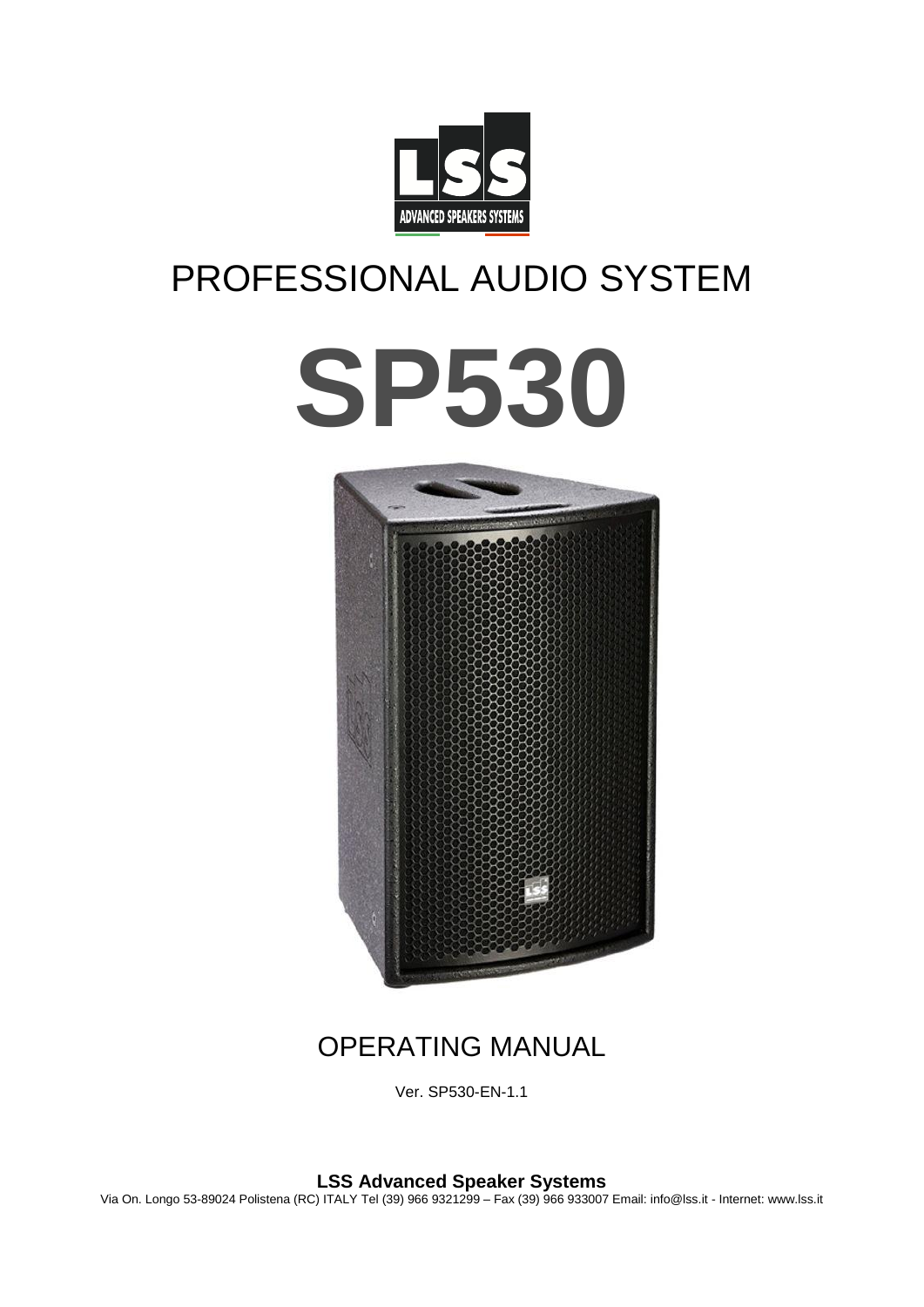LSS

ADVANCED SPEAKERS SYSTEMS

# PROFESSIONAL AUDIO SYSTEM

# SP530

## OPERATING MANUAL

Ver. SP530-EN-1.1

**LSS Advanced Speaker Systems**

Via On. Longo 53-89024 Polistena (RC) ITALY Tel (39) 966 9321299 – Fax (39) 966 933007 Email: info@lss.it - Internet: www.lss.it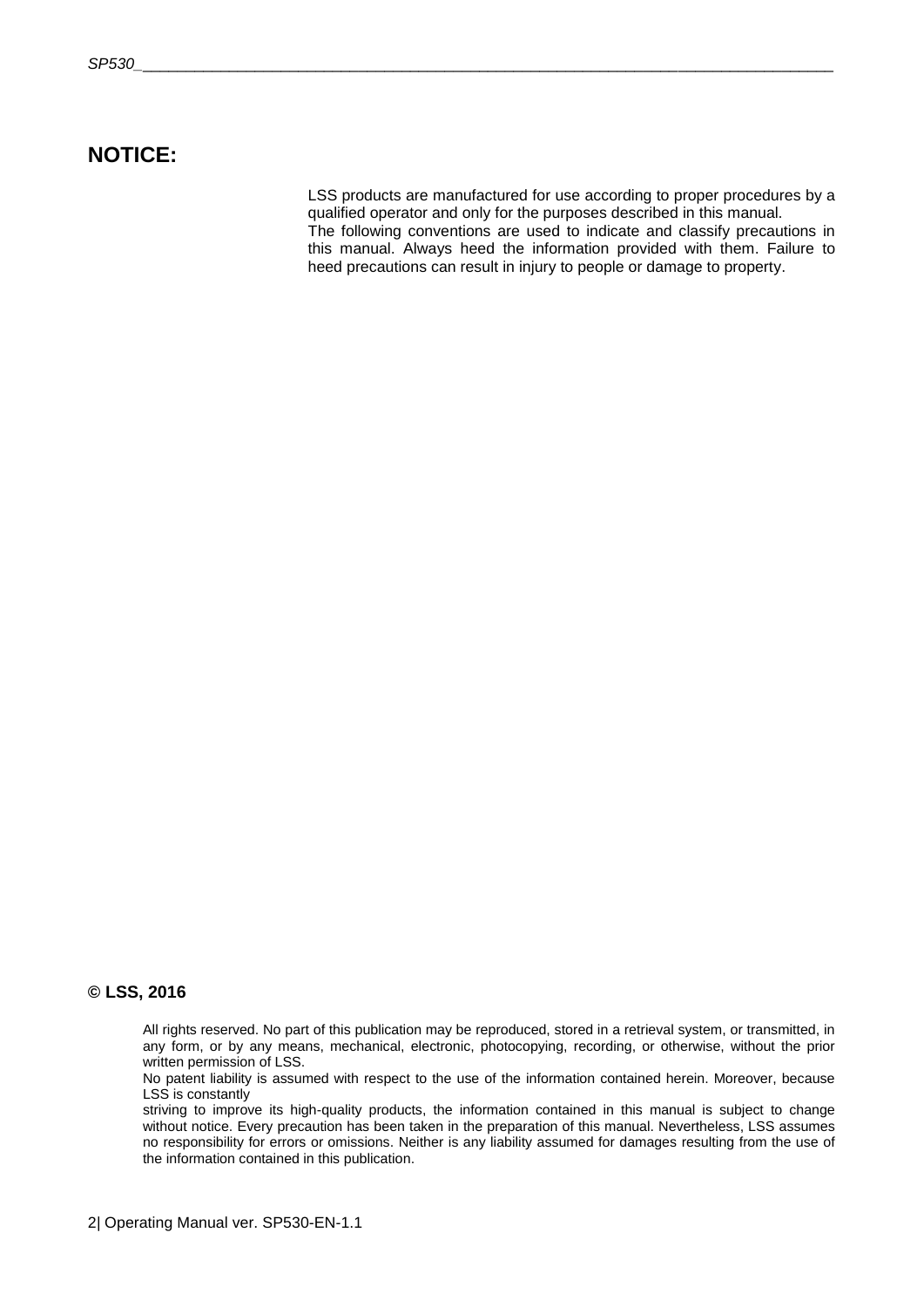## NOTICE:

LSS products are manufactured for use according to proper procedures by a qualified operator and only for the purposes described in this manual.
The following conventions are used to indicate and classify precautions in this manual. Always heed the information provided with them. Failure to heed precautions can result in injury to people or damage to property.

**© LSS, 2016**

All rights reserved. No part of this publication may be reproduced, stored in a retrieval system, or transmitted, in any form, or by any means, mechanical, electronic, photocopying, recording, or otherwise, without the prior written permission of LSS.
No patent liability is assumed with respect to the use of the information contained herein. Moreover, because LSS is constantly
striving to improve its high-quality products, the information contained in this manual is subject to change without notice. Every precaution has been taken in the preparation of this manual. Nevertheless, LSS assumes no responsibility for errors or omissions. Neither is any liability assumed for damages resulting from the use of the information contained in this publication.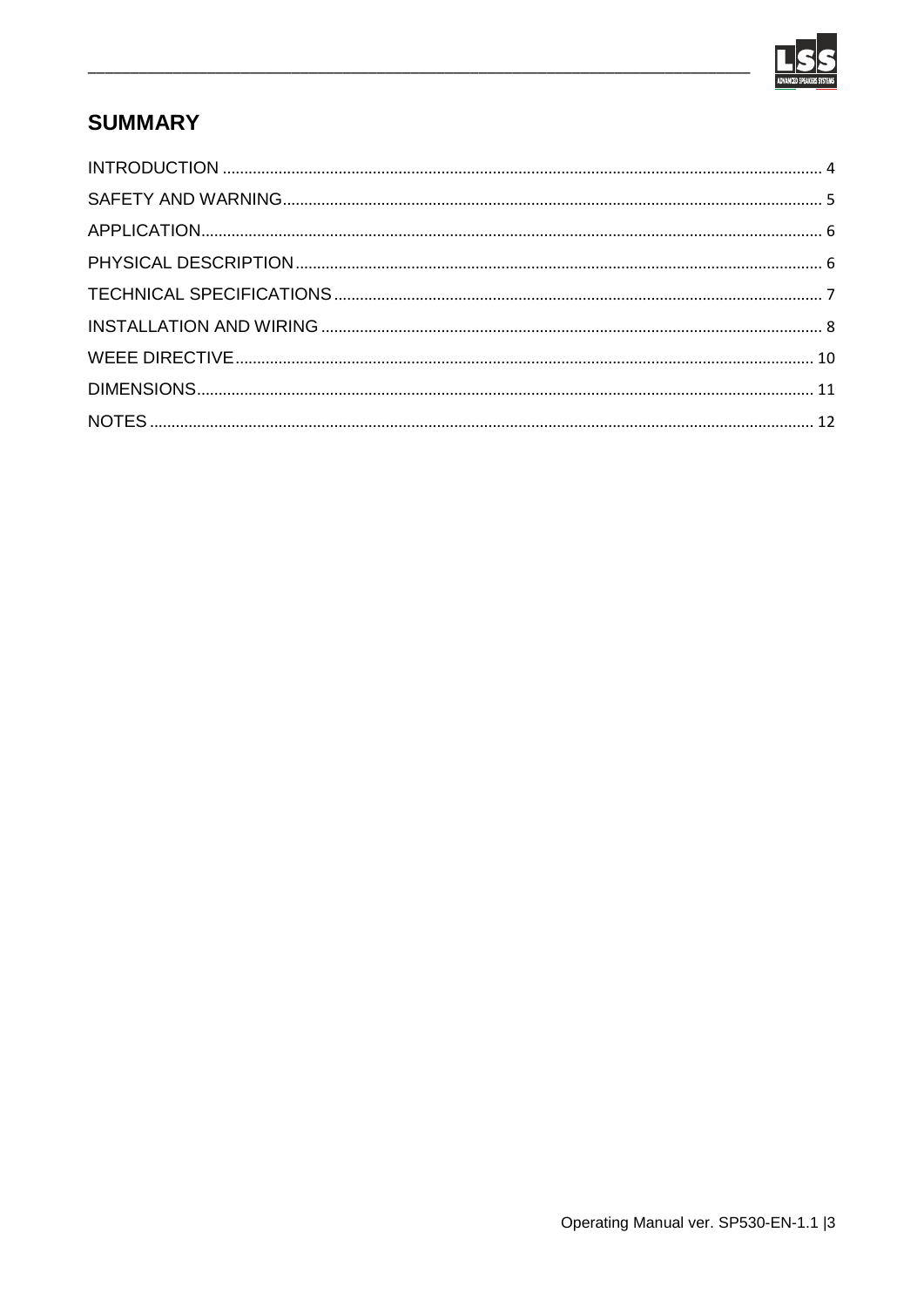## SUMMARY

INTRODUCTION .......................................................... 4
SAFETY AND WARNING.......................................................... 5
APPLICATION.......................................................... 6
PHYSICAL DESCRIPTION.......................................................... 6
TECHNICAL SPECIFICATIONS.......................................................... 7
INSTALLATION AND WIRING .......................................................... 8
WEEE DIRECTIVE.......................................................... 10
DIMENSIONS.......................................................... 11
NOTES .......................................................... 12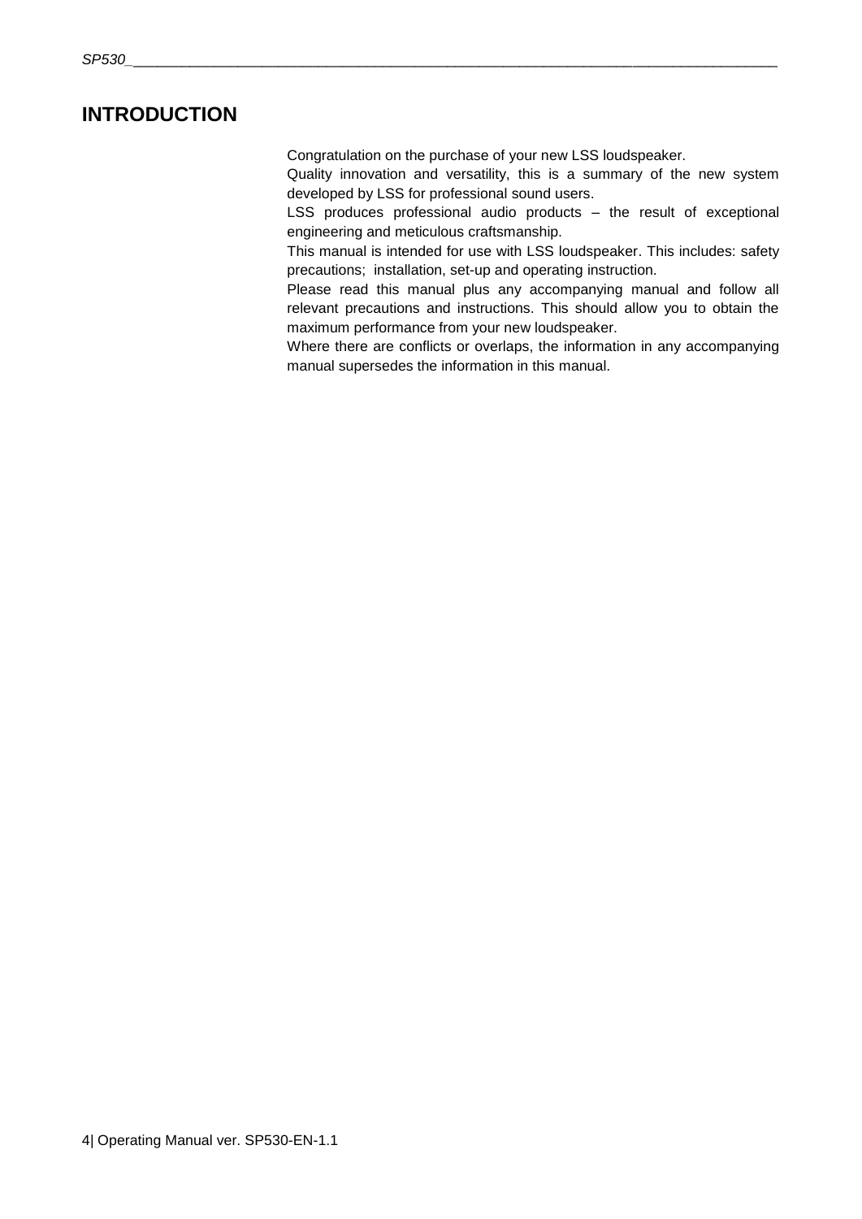# INTRODUCTION

Congratulation on the purchase of your new LSS loudspeaker.

Quality innovation and versatility, this is a summary of the new system developed by LSS for professional sound users.

LSS produces professional audio products – the result of exceptional engineering and meticulous craftsmanship.

This manual is intended for use with LSS loudspeaker. This includes: safety precautions; installation, set-up and operating instruction.

Please read this manual plus any accompanying manual and follow all relevant precautions and instructions. This should allow you to obtain the maximum performance from your new loudspeaker.

Where there are conflicts or overlaps, the information in any accompanying manual supersedes the information in this manual.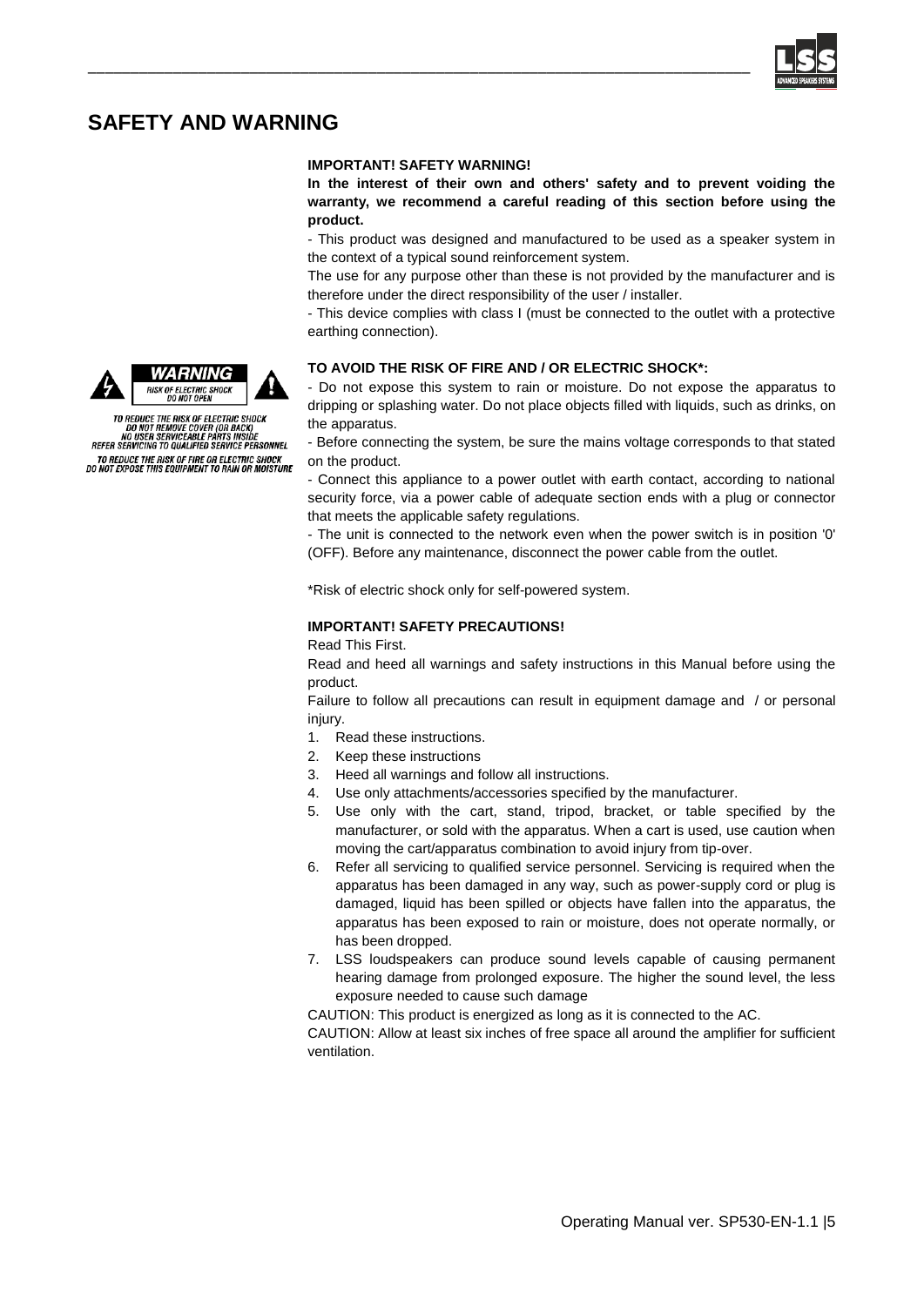# SAFETY AND WARNING

**IMPORTANT! SAFETY WARNING!**

**In the interest of their own and others' safety and to prevent voiding the warranty, we recommend a careful reading of this section before using the product.**

- This product was designed and manufactured to be used as a speaker system in the context of a typical sound reinforcement system.

The use for any purpose other than these is not provided by the manufacturer and is therefore under the direct responsibility of the user / installer.

- This device complies with class I (must be connected to the outlet with a protective earthing connection).

WARNING
RISK OF ELECTRIC SHOCK
DO NOT OPEN

TO REDUCE THE RISK OF ELECTRIC SHOCK
DO NOT REMOVE COVER (OR BACK)
NO USER SERVICEABLE PARTS INSIDE
REFER SERVICING TO QUALIFIED SERVICE PERSONNEL
TO REDUCE THE RISK OF FIRE OR ELECTRIC SHOCK
DO NOT EXPOSE THIS EQUIPMENT TO RAIN OR MOISTURE

**TO AVOID THE RISK OF FIRE AND / OR ELECTRIC SHOCK*:**

- Do not expose this system to rain or moisture. Do not expose the apparatus to dripping or splashing water. Do not place objects filled with liquids, such as drinks, on the apparatus.

- Before connecting the system, be sure the mains voltage corresponds to that stated on the product.

- Connect this appliance to a power outlet with earth contact, according to national security force, via a power cable of adequate section ends with a plug or connector that meets the applicable safety regulations.

- The unit is connected to the network even when the power switch is in position '0' (OFF). Before any maintenance, disconnect the power cable from the outlet.

*Risk of electric shock only for self-powered system.

**IMPORTANT! SAFETY PRECAUTIONS!**

Read This First.

Read and heed all warnings and safety instructions in this Manual before using the product.

Failure to follow all precautions can result in equipment damage and / or personal injury.

1. Read these instructions.
2. Keep these instructions
3. Heed all warnings and follow all instructions.
4. Use only attachments/accessories specified by the manufacturer.
5. Use only with the cart, stand, tripod, bracket, or table specified by the manufacturer, or sold with the apparatus. When a cart is used, use caution when moving the cart/apparatus combination to avoid injury from tip-over.
6. Refer all servicing to qualified service personnel. Servicing is required when the apparatus has been damaged in any way, such as power-supply cord or plug is damaged, liquid has been spilled or objects have fallen into the apparatus, the apparatus has been exposed to rain or moisture, does not operate normally, or has been dropped.
7. LSS loudspeakers can produce sound levels capable of causing permanent hearing damage from prolonged exposure. The higher the sound level, the less exposure needed to cause such damage

CAUTION: This product is energized as long as it is connected to the AC.

CAUTION: Allow at least six inches of free space all around the amplifier for sufficient ventilation.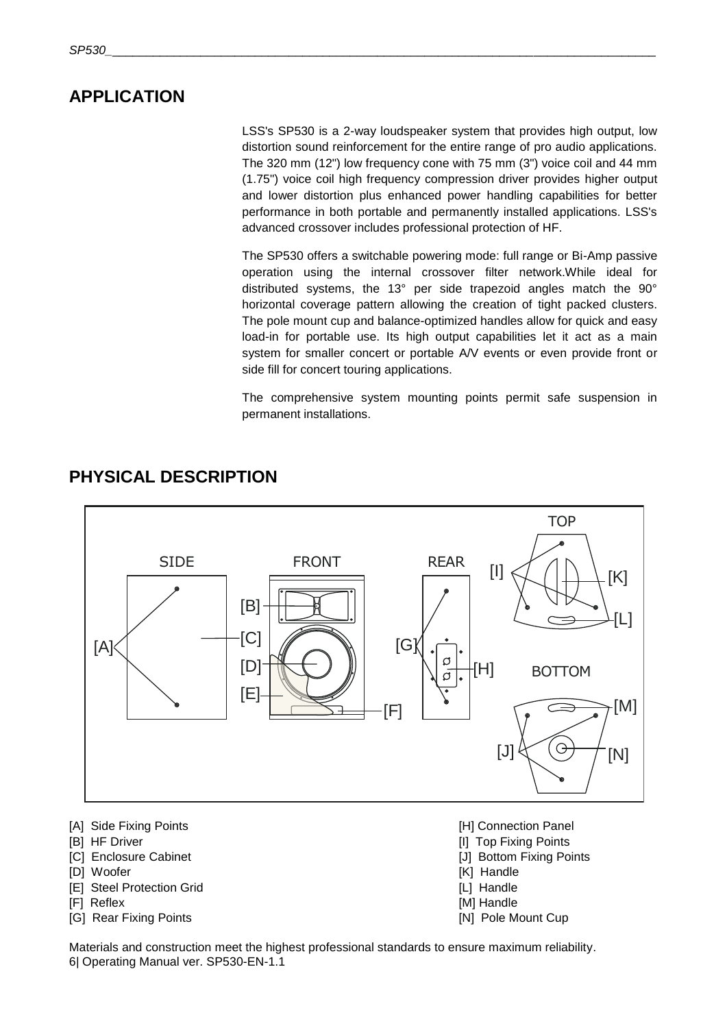## APPLICATION

LSS's SP530 is a 2-way loudspeaker system that provides high output, low distortion sound reinforcement for the entire range of pro audio applications. The 320 mm (12") low frequency cone with 75 mm (3") voice coil and 44 mm (1.75") voice coil high frequency compression driver provides higher output and lower distortion plus enhanced power handling capabilities for better performance in both portable and permanently installed applications. LSS's advanced crossover includes professional protection of HF.

The SP530 offers a switchable powering mode: full range or Bi-Amp passive operation using the internal crossover filter network.While ideal for distributed systems, the 13° per side trapezoid angles match the 90° horizontal coverage pattern allowing the creation of tight packed clusters. The pole mount cup and balance-optimized handles allow for quick and easy load-in for portable use. Its high output capabilities let it act as a main system for smaller concert or portable A/V events or even provide front or side fill for concert touring applications.

The comprehensive system mounting points permit safe suspension in permanent installations.

## PHYSICAL DESCRIPTION

- [A] Side Fixing Points
- [B] HF Driver
- [C] Enclosure Cabinet
- [D] Woofer
- [E] Steel Protection Grid
- [F] Reflex
- [G] Rear Fixing Points
- [H] Connection Panel
- [I] Top Fixing Points
- [J] Bottom Fixing Points
- [K] Handle
- [L] Handle
- [M] Handle
- [N] Pole Mount Cup

Materials and construction meet the highest professional standards to ensure maximum reliability.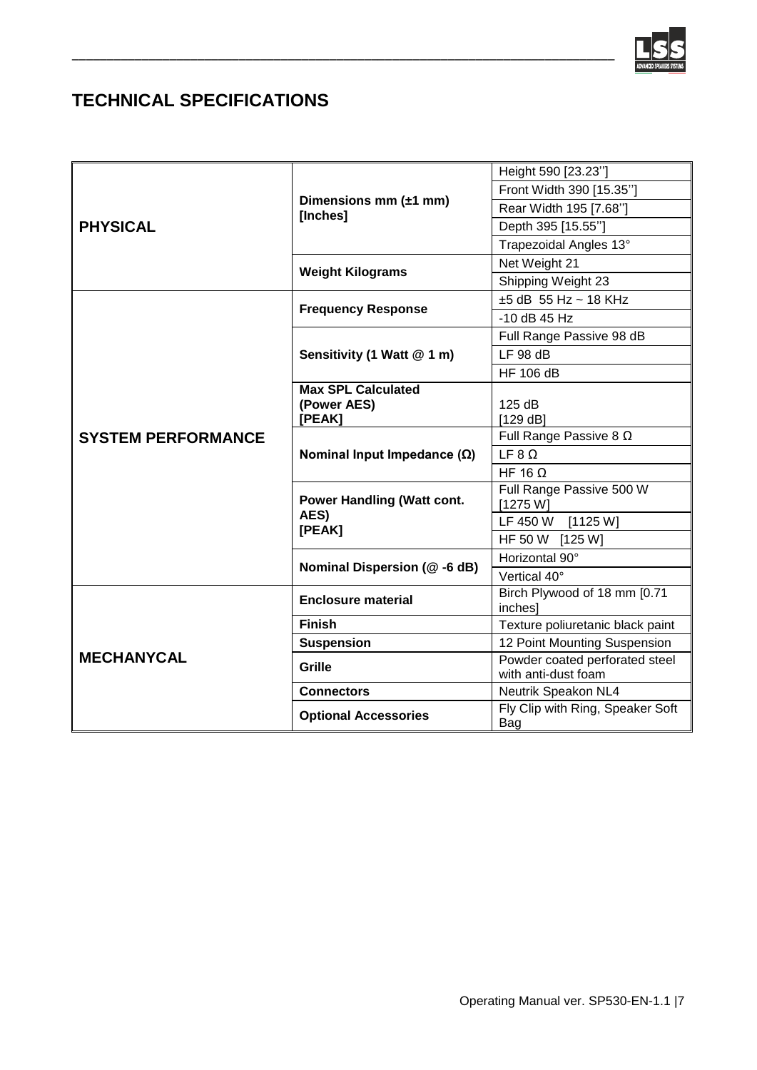## TECHNICAL SPECIFICATIONS

| | | |
|---|---|---|
| **PHYSICAL** | **Dimensions mm (±1 mm) [Inches]** | Height 590 [23.23''] |
| | | Front Width 390 [15.35''] |
| | | Rear Width 195 [7.68''] |
| | | Depth 395 [15.55''] |
| | | Trapezoidal Angles 13° |
| | **Weight Kilograms** | Net Weight 21 |
| | | Shipping Weight 23 |
| **SYSTEM PERFORMANCE** | **Frequency Response** | ±5 dB 55 Hz ~ 18 KHz |
| | | -10 dB 45 Hz |
| | **Sensitivity (1 Watt @ 1 m)** | Full Range Passive 98 dB |
| | | LF 98 dB |
| | | HF 106 dB |
| | **Max SPL Calculated (Power AES) [PEAK]** | 125 dB [129 dB] |
| | **Nominal Input Impedance (Ω)** | Full Range Passive 8 Ω |
| | | LF 8 Ω |
| | | HF 16 Ω |
| | **Power Handling (Watt cont. AES) [PEAK]** | Full Range Passive 500 W [1275 W] |
| | | LF 450 W [1125 W] |
| | | HF 50 W [125 W] |
| | **Nominal Dispersion (@ -6 dB)** | Horizontal 90° |
| | | Vertical 40° |
| **MECHANYCAL** | **Enclosure material** | Birch Plywood of 18 mm [0.71 inches] |
| | **Finish** | Texture poliuretanic black paint |
| | **Suspension** | 12 Point Mounting Suspension |
| | **Grille** | Powder coated perforated steel with anti-dust foam |
| | **Connectors** | Neutrik Speakon NL4 |
| | **Optional Accessories** | Fly Clip with Ring, Speaker Soft Bag |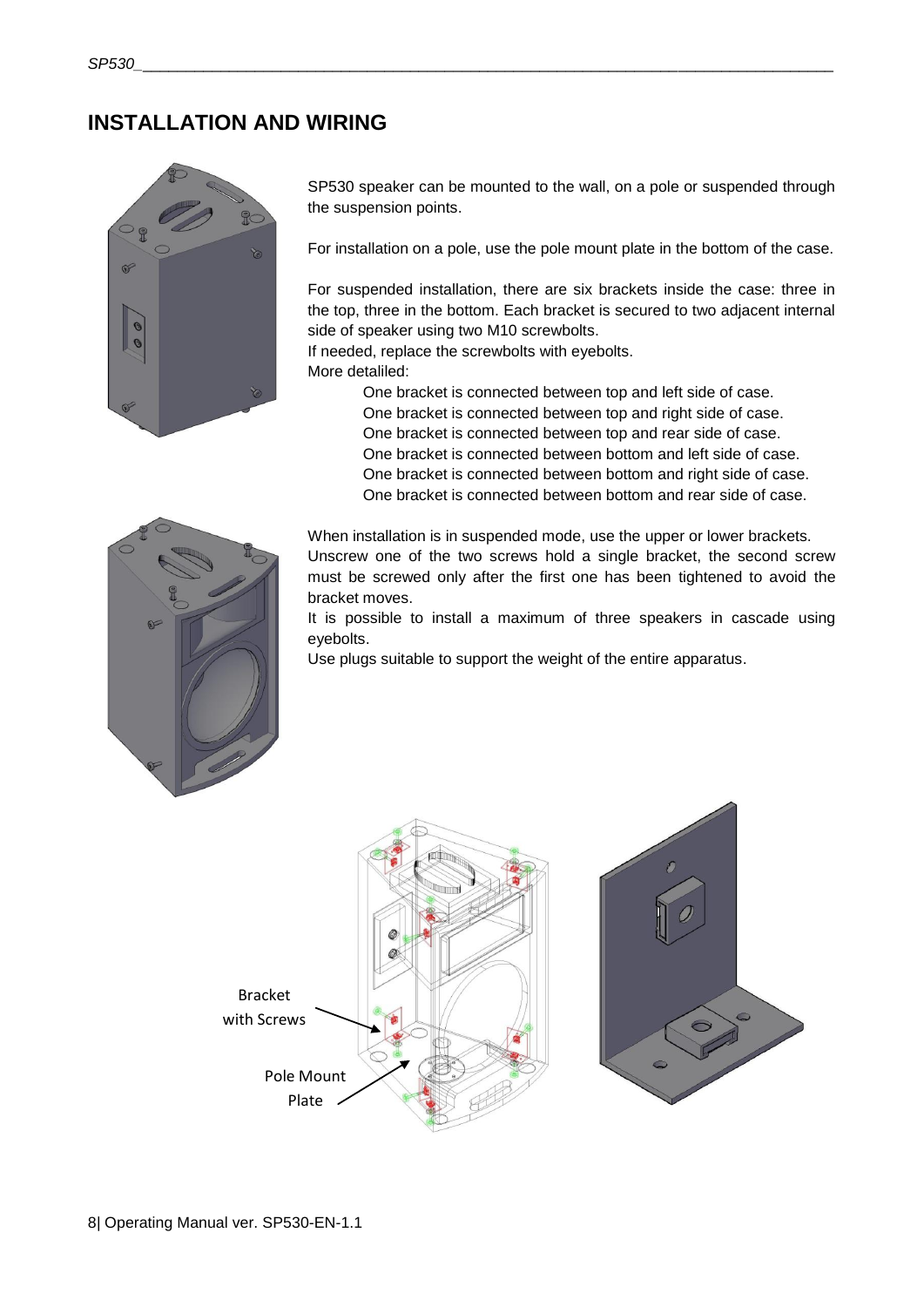# INSTALLATION AND WIRING

SP530 speaker can be mounted to the wall, on a pole or suspended through the suspension points.

For installation on a pole, use the pole mount plate in the bottom of the case.

For suspended installation, there are six brackets inside the case: three in the top, three in the bottom. Each bracket is secured to two adjacent internal side of speaker using two M10 screwbolts.
If needed, replace the screwbolts with eyebolts.
More detaliled:

One bracket is connected between top and left side of case.
One bracket is connected between top and right side of case.
One bracket is connected between top and rear side of case.
One bracket is connected between bottom and left side of case.
One bracket is connected between bottom and right side of case.
One bracket is connected between bottom and rear side of case.

When installation is in suspended mode, use the upper or lower brackets.
Unscrew one of the two screws hold a single bracket, the second screw must be screwed only after the first one has been tightened to avoid the bracket moves.
It is possible to install a maximum of three speakers in cascade using eyebolts.
Use plugs suitable to support the weight of the entire apparatus.

Bracket with Screws

Pole Mount Plate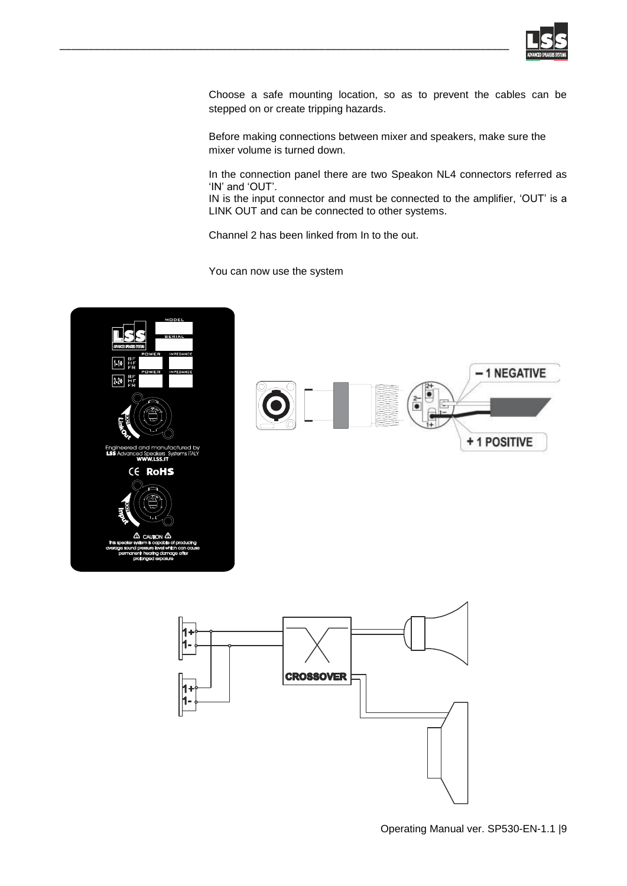Choose a safe mounting location, so as to prevent the cables can be stepped on or create tripping hazards.

Before making connections between mixer and speakers, make sure the mixer volume is turned down.

In the connection panel there are two Speakon NL4 connectors referred as ‘IN’ and ‘OUT’.
IN is the input connector and must be connected to the amplifier, ‘OUT’ is a LINK OUT and can be connected to other systems.

Channel 2 has been linked from In to the out.

You can now use the system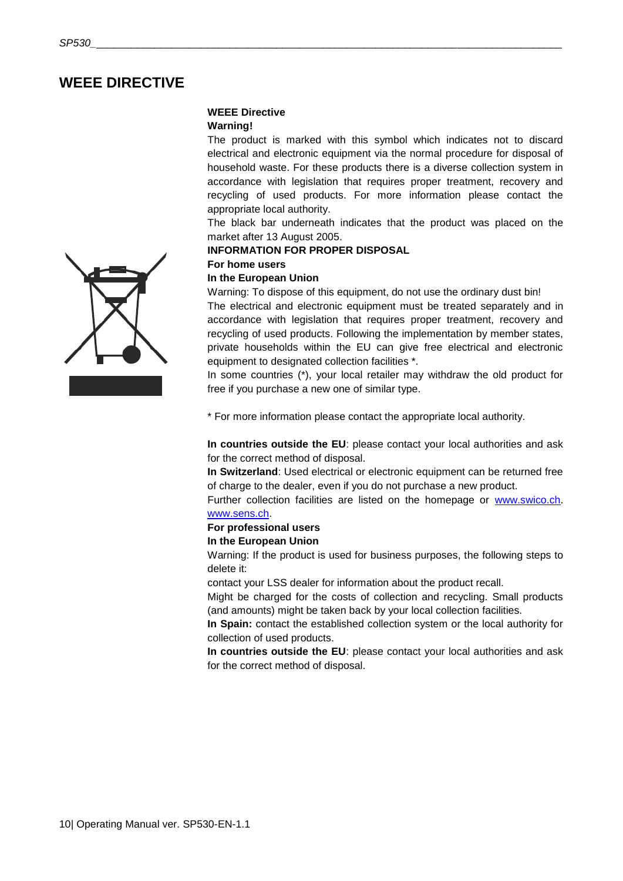# WEEE DIRECTIVE

**WEEE Directive**

**Warning!**

The product is marked with this symbol which indicates not to discard electrical and electronic equipment via the normal procedure for disposal of household waste. For these products there is a diverse collection system in accordance with legislation that requires proper treatment, recovery and recycling of used products. For more information please contact the appropriate local authority.

The black bar underneath indicates that the product was placed on the market after 13 August 2005.

**INFORMATION FOR PROPER DISPOSAL**

**For home users**

**In the European Union**

Warning: To dispose of this equipment, do not use the ordinary dust bin!

The electrical and electronic equipment must be treated separately and in accordance with legislation that requires proper treatment, recovery and recycling of used products. Following the implementation by member states, private households within the EU can give free electrical and electronic equipment to designated collection facilities *.

In some countries (*), your local retailer may withdraw the old product for free if you purchase a new one of similar type.

* For more information please contact the appropriate local authority.

**In countries outside the EU**: please contact your local authorities and ask for the correct method of disposal.

**In Switzerland**: Used electrical or electronic equipment can be returned free of charge to the dealer, even if you do not purchase a new product.

Further collection facilities are listed on the homepage or www.swico.ch. www.sens.ch.

**For professional users**

**In the European Union**

Warning: If the product is used for business purposes, the following steps to delete it:

contact your LSS dealer for information about the product recall.

Might be charged for the costs of collection and recycling. Small products (and amounts) might be taken back by your local collection facilities.

**In Spain:** contact the established collection system or the local authority for collection of used products.

**In countries outside the EU**: please contact your local authorities and ask for the correct method of disposal.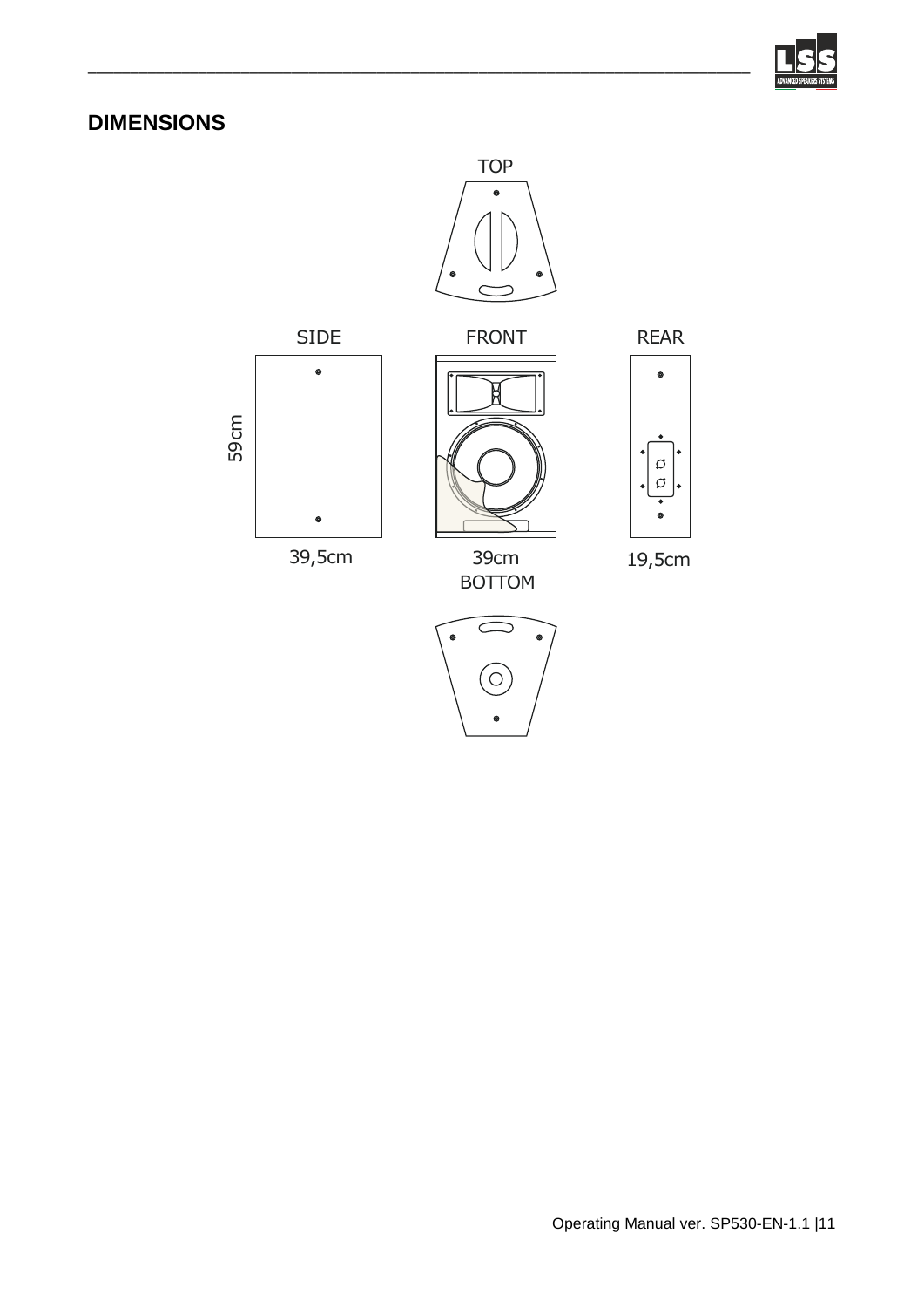## DIMENSIONS

TOP

SIDE

FRONT

REAR

59cm

39,5cm

39cm

19,5cm

BOTTOM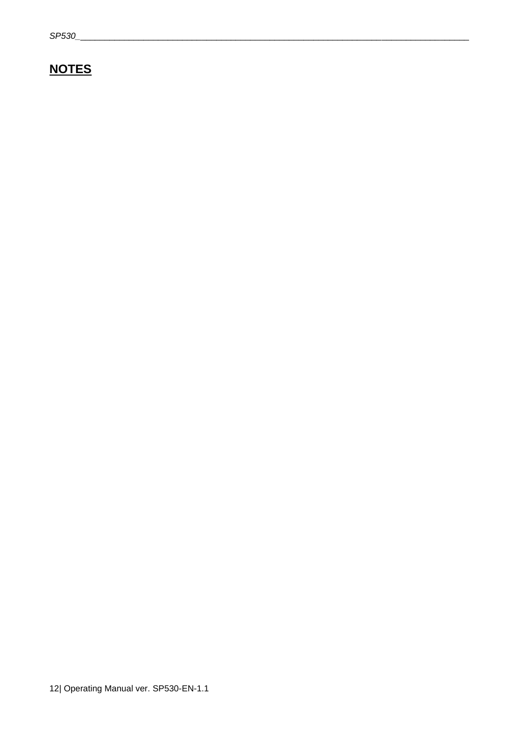## **NOTES**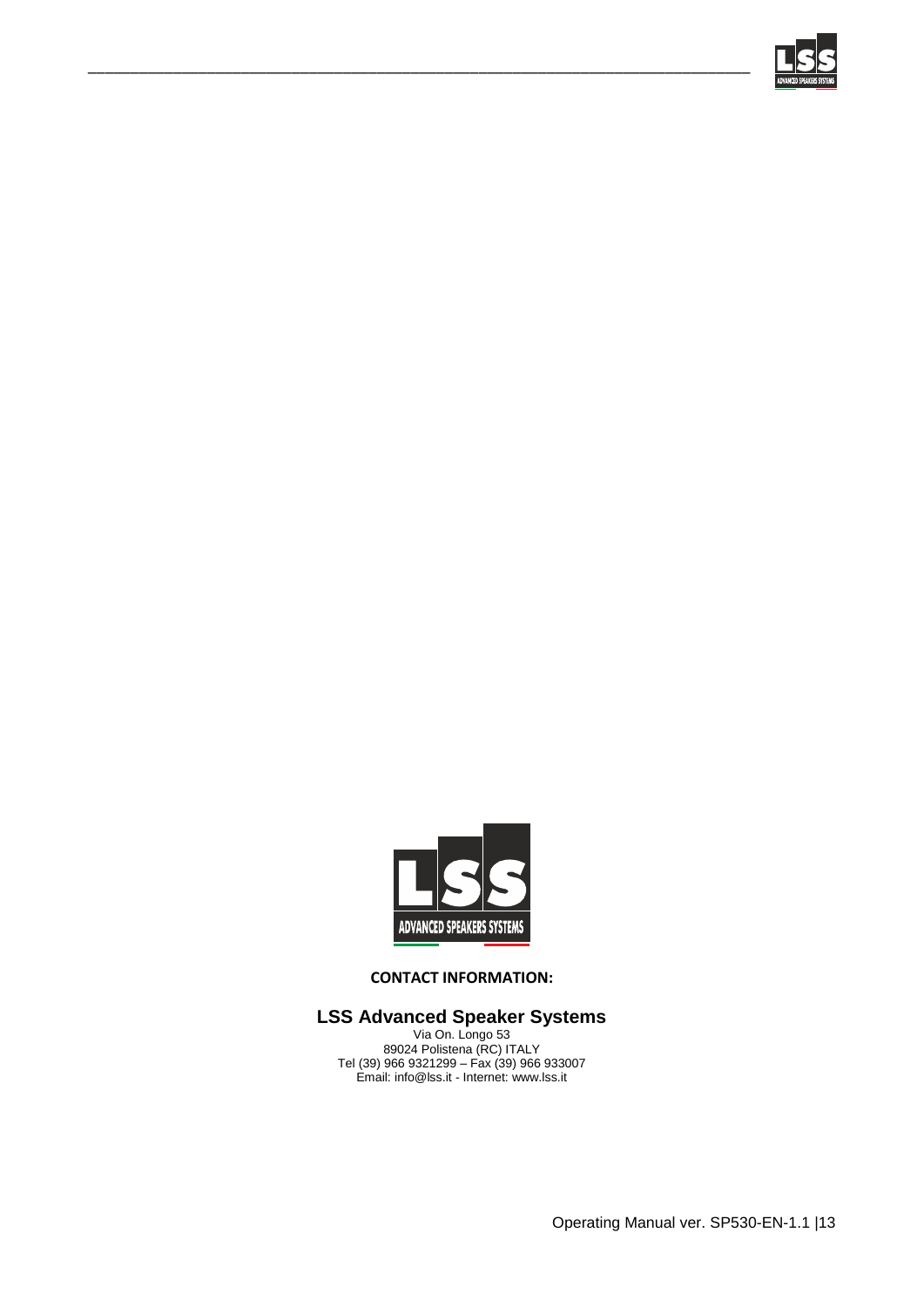**CONTACT INFORMATION:**

**LSS Advanced Speaker Systems**

Via On. Longo 53
89024 Polistena (RC) ITALY
Tel (39) 966 9321299 – Fax (39) 966 933007
Email: info@lss.it - Internet: www.lss.it